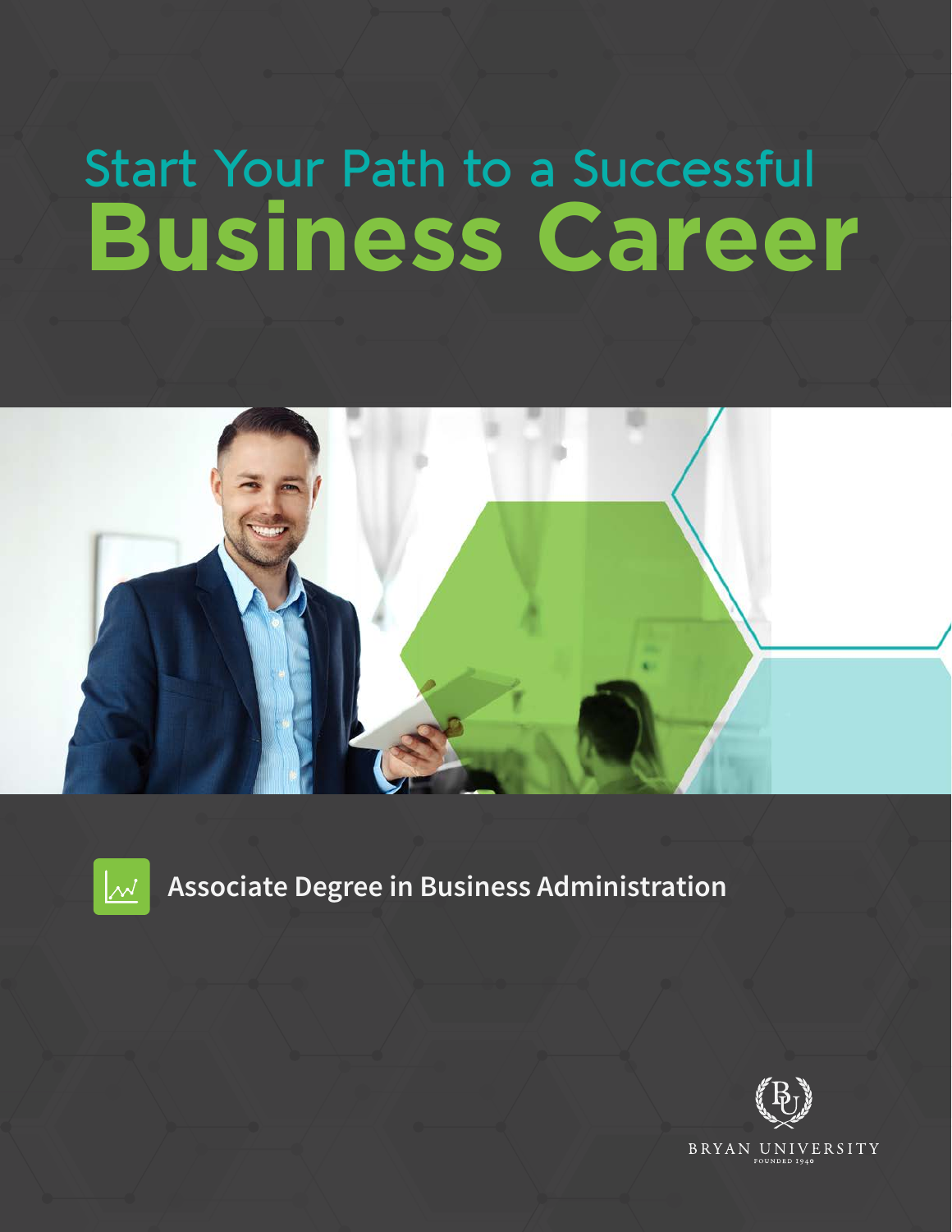# Start Your Path to a Successful Business Career

## Associate Degree in Business Administration

BRYAN UNIVERSITY

FOUNDED 1940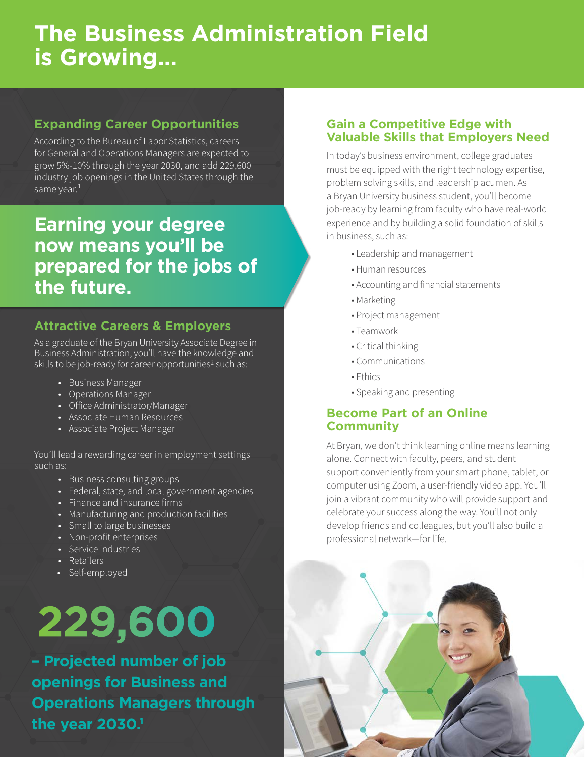# The Business Administration Field is Growing...

## Expanding Career Opportunities

According to the Bureau of Labor Statistics, careers for General and Operations Managers are expected to grow 5%-10% through the year 2030, and add 229,600 industry job openings in the United States through the same year.[1]

## Earning your degree now means you'll be prepared for the jobs of the future.

## Attractive Careers & Employers

As a graduate of the Bryan University Associate Degree in Business Administration, you'll have the knowledge and skills to be job-ready for career opportunities[2] such as:

- Business Manager
- Operations Manager
- Office Administrator/Manager
- Associate Human Resources
- Associate Project Manager

You'll lead a rewarding career in employment settings such as:

- Business consulting groups
- Federal, state, and local government agencies
- Finance and insurance firms
- Manufacturing and production facilities
- Small to large businesses
- Non-profit enterprises
- Service industries
- Retailers
- Self-employed

**229,600**

**– Projected number of job openings for Business and Operations Managers through the year 2030.[1]**

## Gain a Competitive Edge with Valuable Skills that Employers Need

In today's business environment, college graduates must be equipped with the right technology expertise, problem solving skills, and leadership acumen. As a Bryan University business student, you'll become job-ready by learning from faculty who have real-world experience and by building a solid foundation of skills in business, such as:

- Leadership and management
- Human resources
- Accounting and financial statements
- Marketing
- Project management
- Teamwork
- Critical thinking
- Communications
- Ethics
- Speaking and presenting

## Become Part of an Online Community

At Bryan, we don't think learning online means learning alone. Connect with faculty, peers, and student support conveniently from your smart phone, tablet, or computer using Zoom, a user-friendly video app. You'll join a vibrant community who will provide support and celebrate your success along the way. You'll not only develop friends and colleagues, but you'll also build a professional network—for life.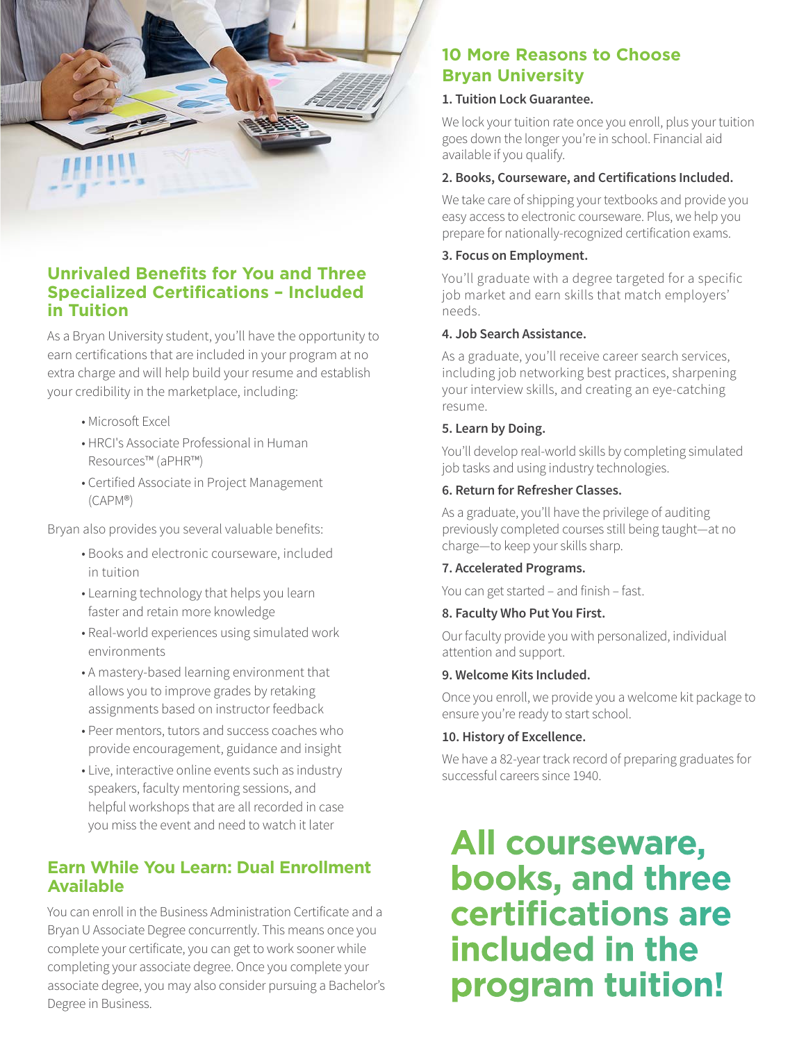## Unrivaled Benefits for You and Three Specialized Certifications – Included in Tuition

As a Bryan University student, you'll have the opportunity to earn certifications that are included in your program at no extra charge and will help build your resume and establish your credibility in the marketplace, including:

- Microsoft Excel
- HRCI's Associate Professional in Human Resources™ (aPHR™)
- Certified Associate in Project Management (CAPM®)

Bryan also provides you several valuable benefits:

- Books and electronic courseware, included in tuition
- Learning technology that helps you learn faster and retain more knowledge
- Real-world experiences using simulated work environments
- A mastery-based learning environment that allows you to improve grades by retaking assignments based on instructor feedback
- Peer mentors, tutors and success coaches who provide encouragement, guidance and insight
- Live, interactive online events such as industry speakers, faculty mentoring sessions, and helpful workshops that are all recorded in case you miss the event and need to watch it later

## Earn While You Learn: Dual Enrollment Available

You can enroll in the Business Administration Certificate and a Bryan U Associate Degree concurrently. This means once you complete your certificate, you can get to work sooner while completing your associate degree. Once you complete your associate degree, you may also consider pursuing a Bachelor's Degree in Business.

## 10 More Reasons to Choose Bryan University

**1. Tuition Lock Guarantee.**

We lock your tuition rate once you enroll, plus your tuition goes down the longer you're in school. Financial aid available if you qualify.

**2. Books, Courseware, and Certifications Included.**

We take care of shipping your textbooks and provide you easy access to electronic courseware. Plus, we help you prepare for nationally-recognized certification exams.

**3. Focus on Employment.**

You'll graduate with a degree targeted for a specific job market and earn skills that match employers' needs.

**4. Job Search Assistance.**

As a graduate, you'll receive career search services, including job networking best practices, sharpening your interview skills, and creating an eye-catching resume.

**5. Learn by Doing.**

You'll develop real-world skills by completing simulated job tasks and using industry technologies.

**6. Return for Refresher Classes.**

As a graduate, you'll have the privilege of auditing previously completed courses still being taught—at no charge—to keep your skills sharp.

**7. Accelerated Programs.**

You can get started – and finish – fast.

**8. Faculty Who Put You First.**

Our faculty provide you with personalized, individual attention and support.

**9. Welcome Kits Included.**

Once you enroll, we provide you a welcome kit package to ensure you're ready to start school.

**10. History of Excellence.**

We have a 82-year track record of preparing graduates for successful careers since 1940.

# All courseware, books, and three certifications are included in the program tuition!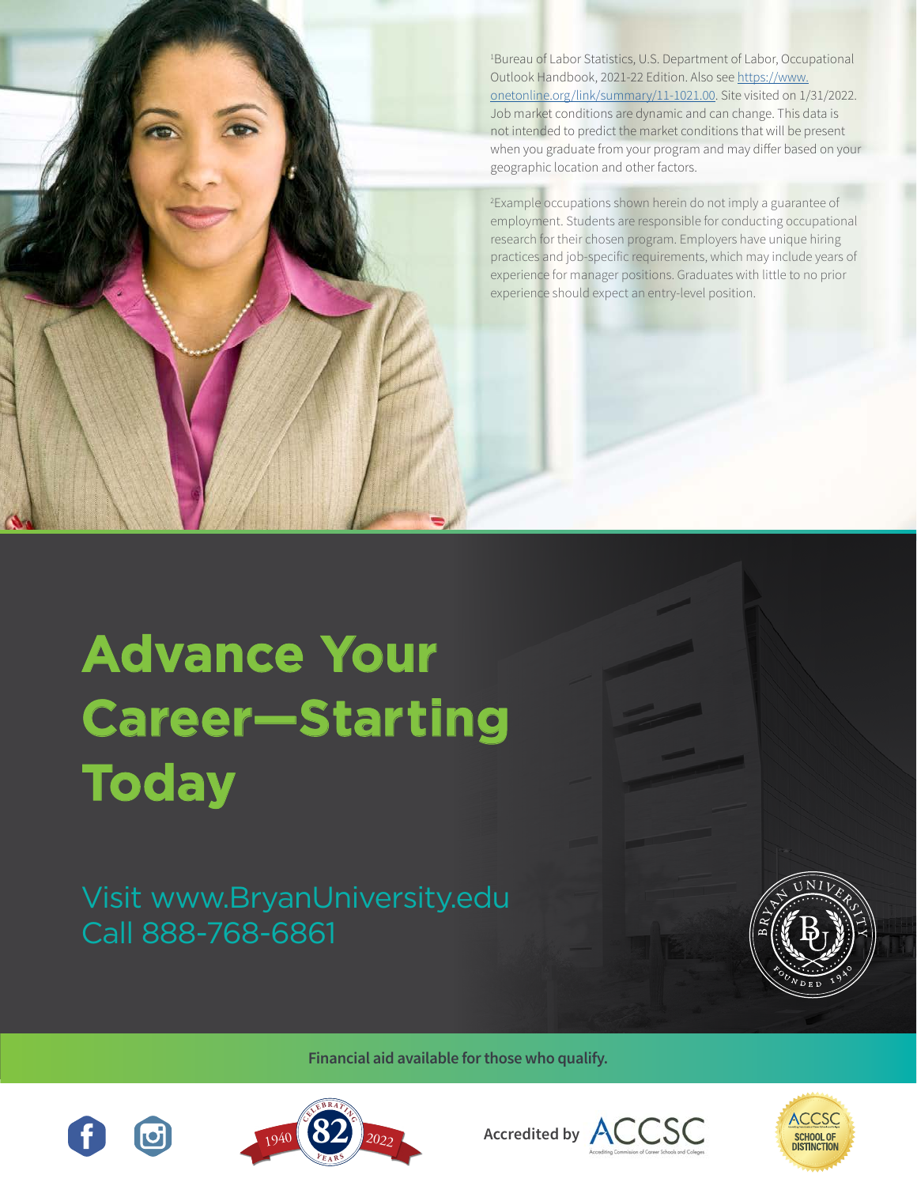[1]Bureau of Labor Statistics, U.S. Department of Labor, Occupational Outlook Handbook, 2021-22 Edition. Also see https://www.onetonline.org/link/summary/11-1021.00. Site visited on 1/31/2022. Job market conditions are dynamic and can change. This data is not intended to predict the market conditions that will be present when you graduate from your program and may differ based on your geographic location and other factors.

[2]Example occupations shown herein do not imply a guarantee of employment. Students are responsible for conducting occupational research for their chosen program. Employers have unique hiring practices and job-specific requirements, which may include years of experience for manager positions. Graduates with little to no prior experience should expect an entry-level position.

# Advance Your Career—Starting Today

Visit www.BryanUniversity.edu
Call 888-768-6861

Bryan University — Founded 1940

**Financial aid available for those who qualify.**

Celebrating 82 Years 1940 2022

Accredited by ACCSC — Accrediting Commission of Career Schools and Colleges

ACCSC School of Distinction